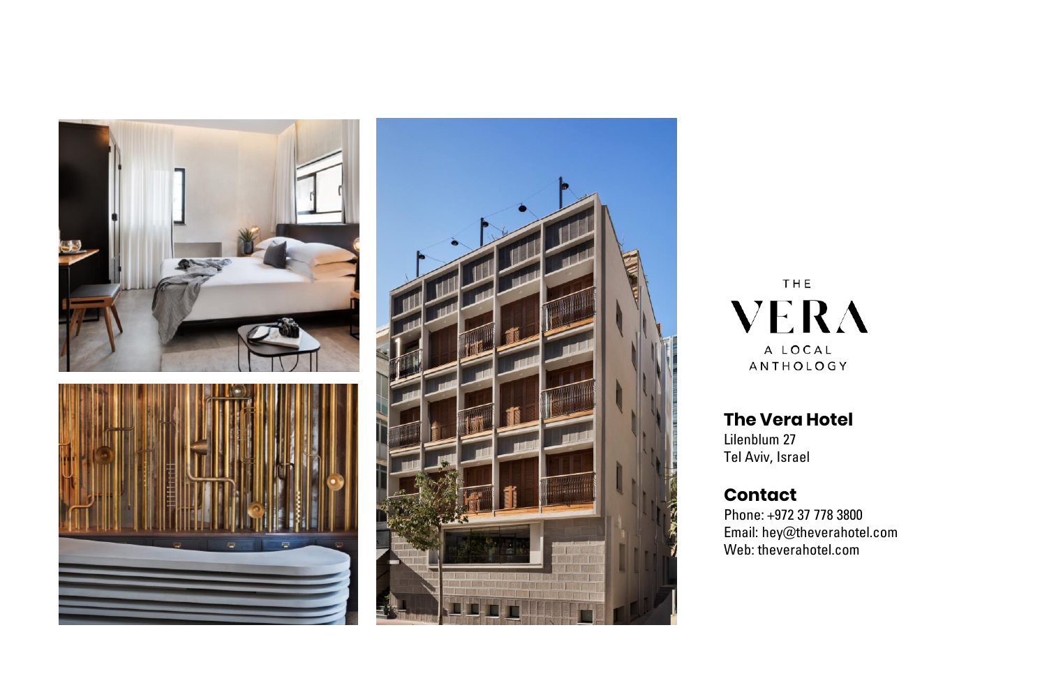THE

VERA

A LOCAL
ANTHOLOGY

## The Vera Hotel

Lilenblum 27
Tel Aviv, Israel

## Contact

Phone: +972 37 778 3800
Email: hey@theverahotel.com
Web: theverahotel.com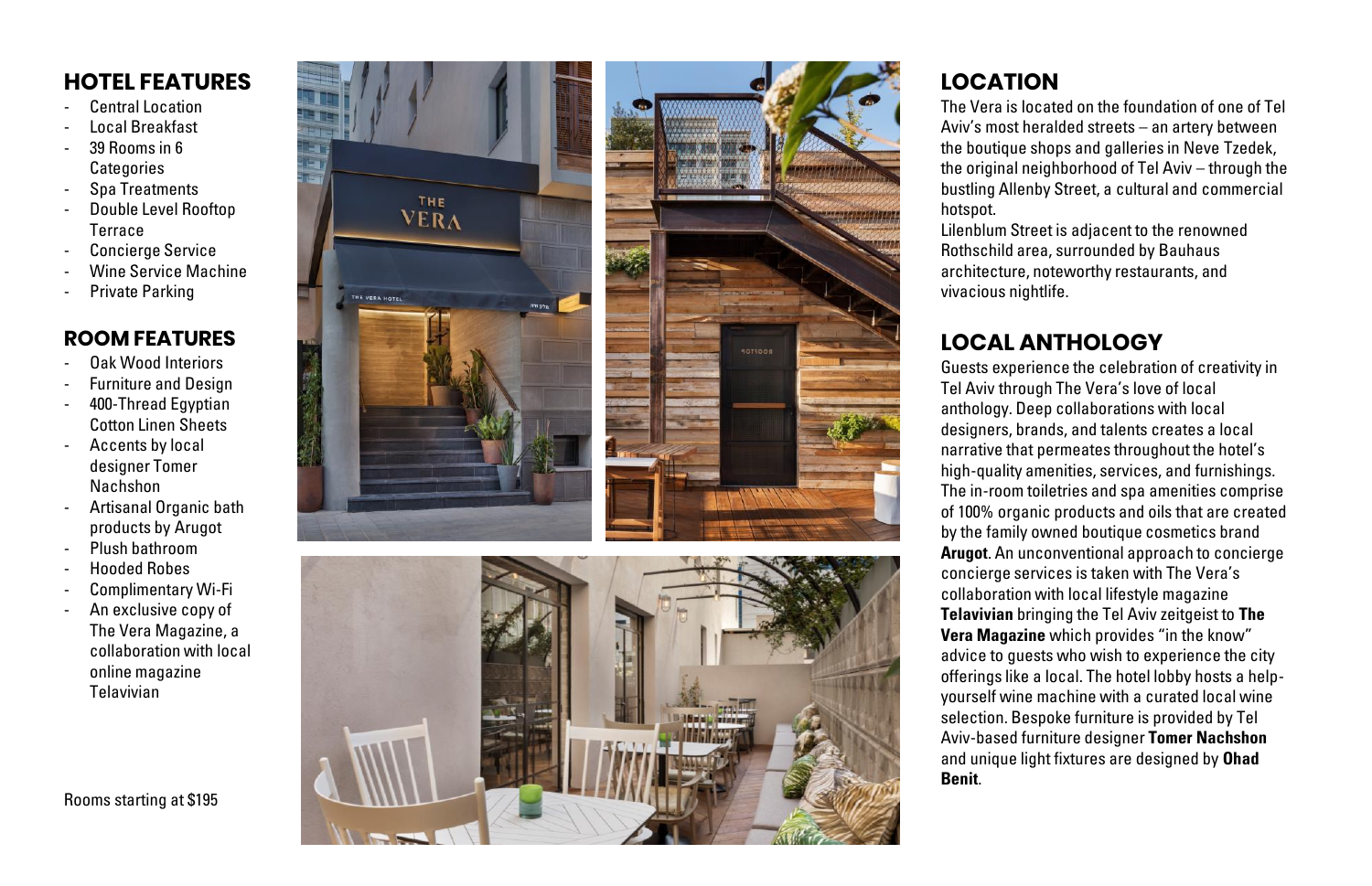## HOTEL FEATURES

- Central Location
- Local Breakfast
- 39 Rooms in 6 Categories
- Spa Treatments
- Double Level Rooftop Terrace
- Concierge Service
- Wine Service Machine
- Private Parking

## ROOM FEATURES

- Oak Wood Interiors
- Furniture and Design
- 400-Thread Egyptian Cotton Linen Sheets
- Accents by local designer Tomer Nachshon
- Artisanal Organic bath products by Arugot
- Plush bathroom
- Hooded Robes
- Complimentary Wi-Fi
- An exclusive copy of The Vera Magazine, a collaboration with local online magazine Telavivian

Rooms starting at $195

## LOCATION

The Vera is located on the foundation of one of Tel Aviv's most heralded streets – an artery between the boutique shops and galleries in Neve Tzedek, the original neighborhood of Tel Aviv – through the bustling Allenby Street, a cultural and commercial hotspot.

Lilenblum Street is adjacent to the renowned Rothschild area, surrounded by Bauhaus architecture, noteworthy restaurants, and vivacious nightlife.

## LOCAL ANTHOLOGY

Guests experience the celebration of creativity in Tel Aviv through The Vera's love of local anthology. Deep collaborations with local designers, brands, and talents creates a local narrative that permeates throughout the hotel's high-quality amenities, services, and furnishings. The in-room toiletries and spa amenities comprise of 100% organic products and oils that are created by the family owned boutique cosmetics brand **Arugot**. An unconventional approach to concierge concierge services is taken with The Vera's collaboration with local lifestyle magazine **Telavivian** bringing the Tel Aviv zeitgeist to **The Vera Magazine** which provides "in the know" advice to guests who wish to experience the city offerings like a local. The hotel lobby hosts a help-yourself wine machine with a curated local wine selection. Bespoke furniture is provided by Tel Aviv-based furniture designer **Tomer Nachshon** and unique light fixtures are designed by **Ohad Benit**.